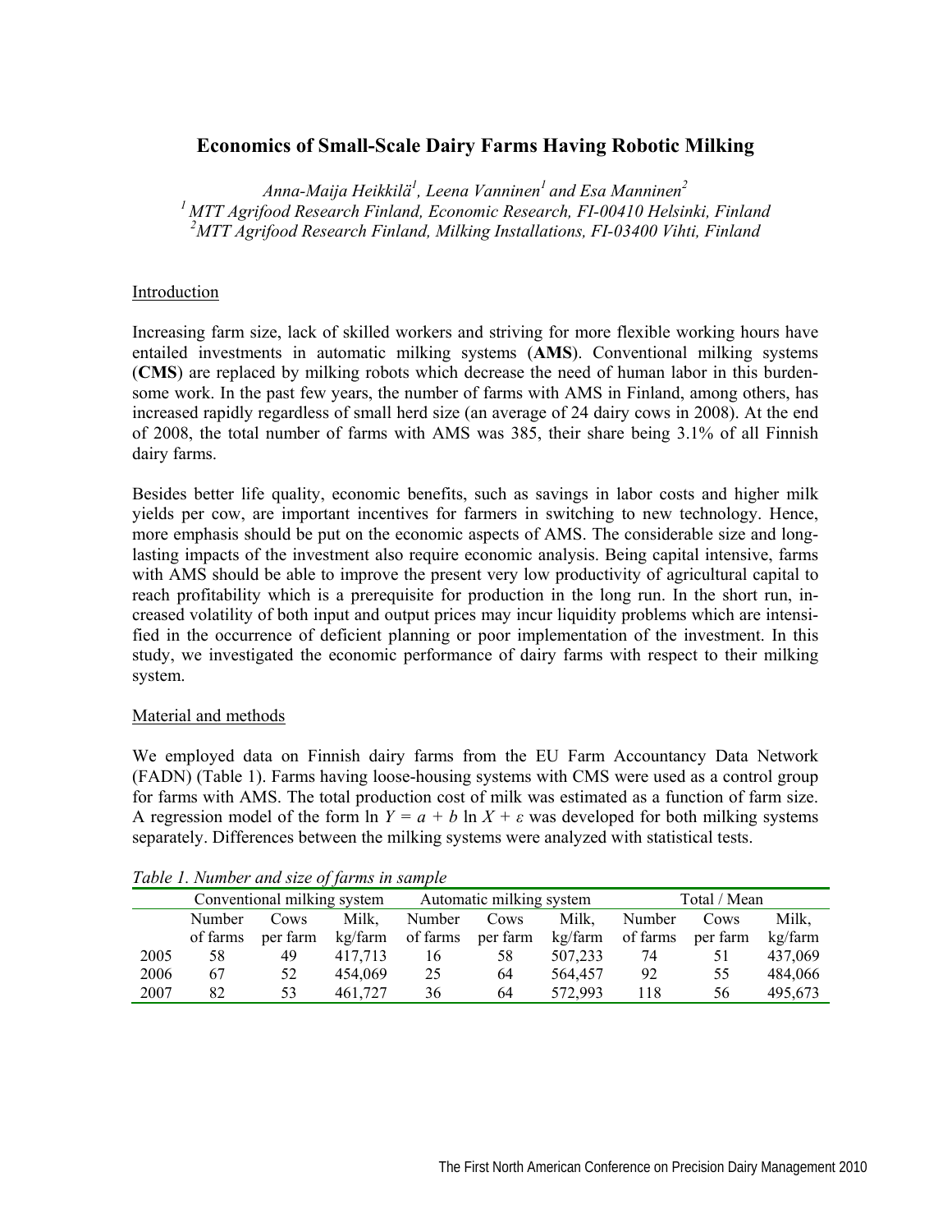# Economics of Small-Scale Dairy Farms Having Robotic Milking

*Anna-Maija Heikkilä[1], Leena Vanninen[1] and Esa Manninen[2]*

*[1] MTT Agrifood Research Finland, Economic Research, FI-00410 Helsinki, Finland*

*[2] MTT Agrifood Research Finland, Milking Installations, FI-03400 Vihti, Finland*

## Introduction

Increasing farm size, lack of skilled workers and striving for more flexible working hours have entailed investments in automatic milking systems (**AMS**). Conventional milking systems (**CMS**) are replaced by milking robots which decrease the need of human labor in this burdensome work. In the past few years, the number of farms with AMS in Finland, among others, has increased rapidly regardless of small herd size (an average of 24 dairy cows in 2008). At the end of 2008, the total number of farms with AMS was 385, their share being 3.1% of all Finnish dairy farms.

Besides better life quality, economic benefits, such as savings in labor costs and higher milk yields per cow, are important incentives for farmers in switching to new technology. Hence, more emphasis should be put on the economic aspects of AMS. The considerable size and long-lasting impacts of the investment also require economic analysis. Being capital intensive, farms with AMS should be able to improve the present very low productivity of agricultural capital to reach profitability which is a prerequisite for production in the long run. In the short run, increased volatility of both input and output prices may incur liquidity problems which are intensified in the occurrence of deficient planning or poor implementation of the investment. In this study, we investigated the economic performance of dairy farms with respect to their milking system.

## Material and methods

We employed data on Finnish dairy farms from the EU Farm Accountancy Data Network (FADN) (Table 1). Farms having loose-housing systems with CMS were used as a control group for farms with AMS. The total production cost of milk was estimated as a function of farm size. A regression model of the form $\ln Y = a + b \ln X + \varepsilon$ was developed for both milking systems separately. Differences between the milking systems were analyzed with statistical tests.

*Table 1. Number and size of farms in sample*

| | Conventional milking system | | | Automatic milking system | | | Total / Mean | | |
|---|---|---|---|---|---|---|---|---|---|
| | Number of farms | Cows per farm | Milk, kg/farm | Number of farms | Cows per farm | Milk, kg/farm | Number of farms | Cows per farm | Milk, kg/farm |
| 2005 | 58 | 49 | 417,713 | 16 | 58 | 507,233 | 74 | 51 | 437,069 |
| 2006 | 67 | 52 | 454,069 | 25 | 64 | 564,457 | 92 | 55 | 484,066 |
| 2007 | 82 | 53 | 461,727 | 36 | 64 | 572,993 | 118 | 56 | 495,673 |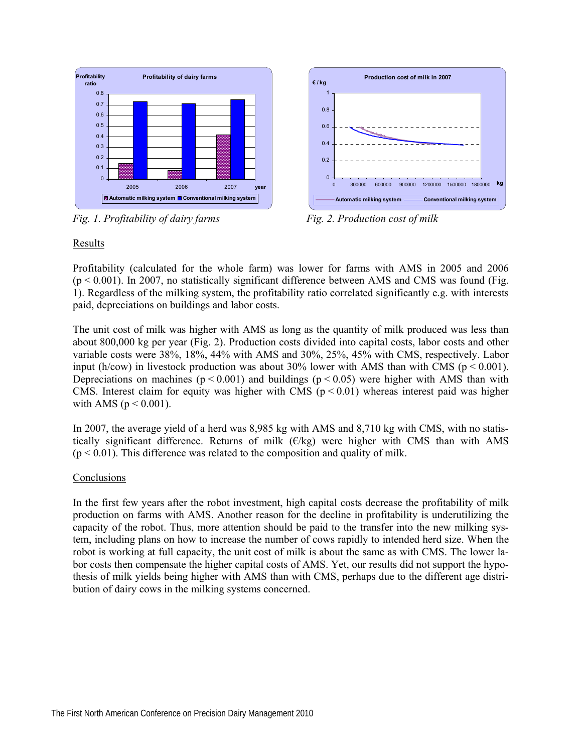Profitability ratio

Profitability of dairy farms

0.8
0.7
0.6
0.5
0.4
0.3
0.2
0.1
0

2005
2006
2007
year

Automatic milking system
Conventional milking system

*Fig. 1. Profitability of dairy farms*

Production cost of milk in 2007

€ / kg

1
0.8
0.6
0.4
0.2
0

0
300000
600000
900000
1200000
1500000
1800000
kg

Automatic milking system
Conventional milking system

*Fig. 2. Production cost of milk*

## Results

Profitability (calculated for the whole farm) was lower for farms with AMS in 2005 and 2006 ($p < 0.001$). In 2007, no statistically significant difference between AMS and CMS was found (Fig. 1). Regardless of the milking system, the profitability ratio correlated significantly e.g. with interests paid, depreciations on buildings and labor costs.

The unit cost of milk was higher with AMS as long as the quantity of milk produced was less than about 800,000 kg per year (Fig. 2). Production costs divided into capital costs, labor costs and other variable costs were 38%, 18%, 44% with AMS and 30%, 25%, 45% with CMS, respectively. Labor input (h/cow) in livestock production was about 30% lower with AMS than with CMS ($p < 0.001$). Depreciations on machines ($p < 0.001$) and buildings ($p < 0.05$) were higher with AMS than with CMS. Interest claim for equity was higher with CMS ($p < 0.01$) whereas interest paid was higher with AMS ($p < 0.001$).

In 2007, the average yield of a herd was 8,985 kg with AMS and 8,710 kg with CMS, with no statistically significant difference. Returns of milk (€/kg) were higher with CMS than with AMS ($p < 0.01$). This difference was related to the composition and quality of milk.

## Conclusions

In the first few years after the robot investment, high capital costs decrease the profitability of milk production on farms with AMS. Another reason for the decline in profitability is underutilizing the capacity of the robot. Thus, more attention should be paid to the transfer into the new milking system, including plans on how to increase the number of cows rapidly to intended herd size. When the robot is working at full capacity, the unit cost of milk is about the same as with CMS. The lower labor costs then compensate the higher capital costs of AMS. Yet, our results did not support the hypothesis of milk yields being higher with AMS than with CMS, perhaps due to the different age distribution of dairy cows in the milking systems concerned.